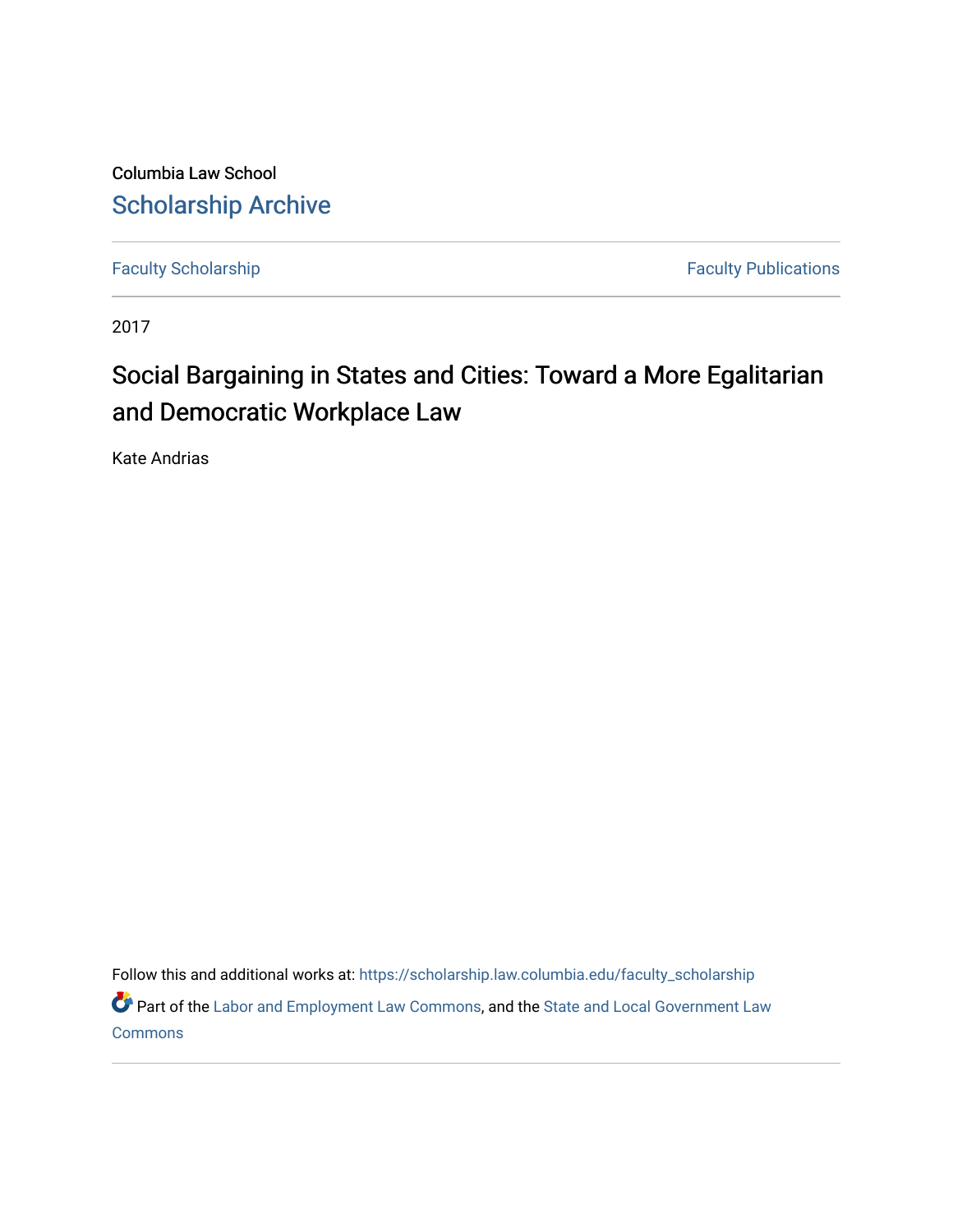Columbia Law School

## Scholarship Archive

Faculty Scholarship | Faculty Publications

2017

# Social Bargaining in States and Cities: Toward a More Egalitarian and Democratic Workplace Law

Kate Andrias

Follow this and additional works at: https://scholarship.law.columbia.edu/faculty_scholarship

Part of the Labor and Employment Law Commons, and the State and Local Government Law Commons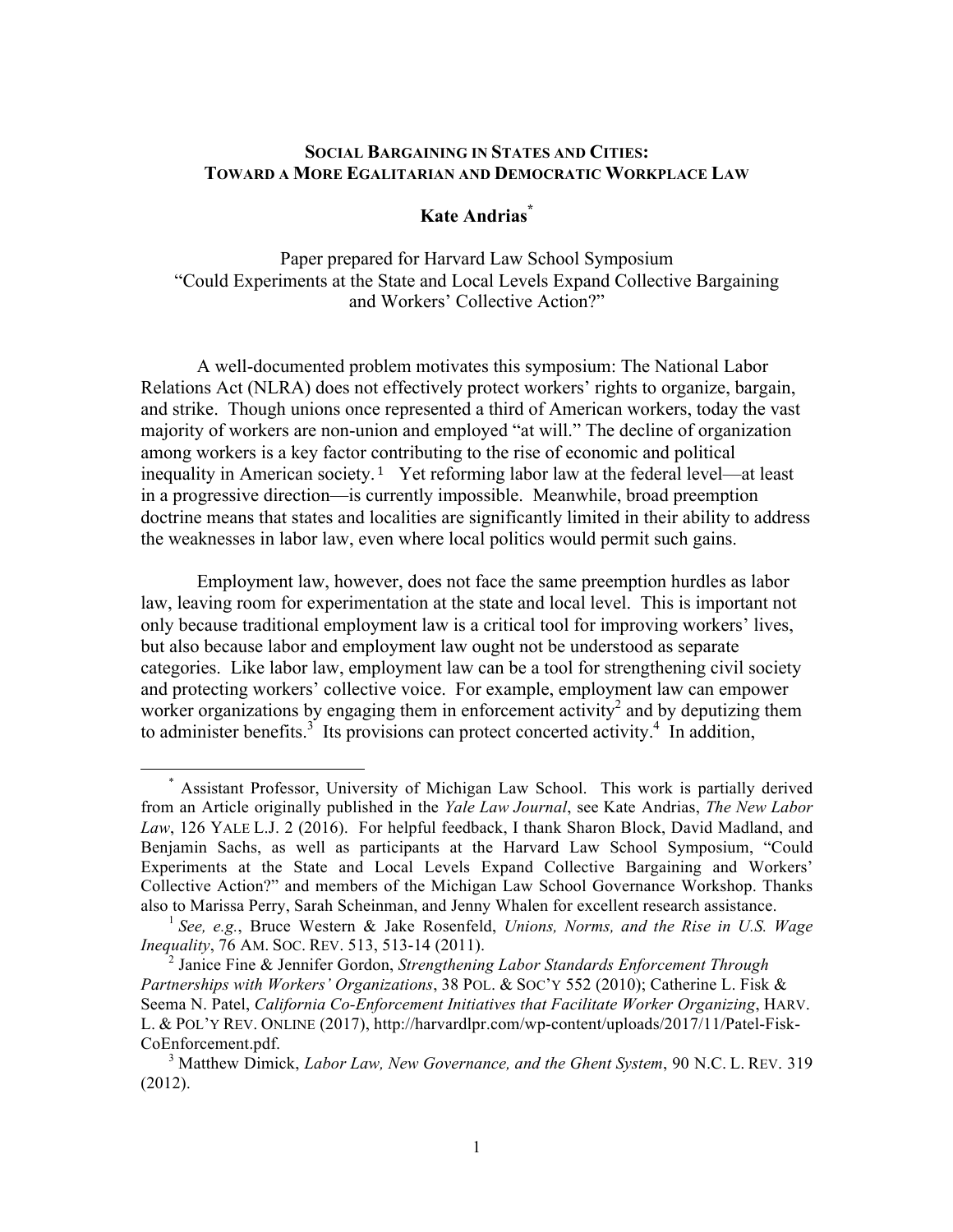**SOCIAL BARGAINING IN STATES AND CITIES:**
**TOWARD A MORE EGALITARIAN AND DEMOCRATIC WORKPLACE LAW**

**Kate Andrias**[*]

Paper prepared for Harvard Law School Symposium
"Could Experiments at the State and Local Levels Expand Collective Bargaining and Workers' Collective Action?"

A well-documented problem motivates this symposium: The National Labor Relations Act (NLRA) does not effectively protect workers' rights to organize, bargain, and strike. Though unions once represented a third of American workers, today the vast majority of workers are non-union and employed "at will." The decline of organization among workers is a key factor contributing to the rise of economic and political inequality in American society.[1] Yet reforming labor law at the federal level—at least in a progressive direction—is currently impossible. Meanwhile, broad preemption doctrine means that states and localities are significantly limited in their ability to address the weaknesses in labor law, even where local politics would permit such gains.

Employment law, however, does not face the same preemption hurdles as labor law, leaving room for experimentation at the state and local level. This is important not only because traditional employment law is a critical tool for improving workers' lives, but also because labor and employment law ought not be understood as separate categories. Like labor law, employment law can be a tool for strengthening civil society and protecting workers' collective voice. For example, employment law can empower worker organizations by engaging them in enforcement activity[2] and by deputizing them to administer benefits.[3] Its provisions can protect concerted activity.[4] In addition,

---

[*] Assistant Professor, University of Michigan Law School. This work is partially derived from an Article originally published in the *Yale Law Journal*, see Kate Andrias, *The New Labor Law*, 126 YALE L.J. 2 (2016). For helpful feedback, I thank Sharon Block, David Madland, and Benjamin Sachs, as well as participants at the Harvard Law School Symposium, "Could Experiments at the State and Local Levels Expand Collective Bargaining and Workers' Collective Action?" and members of the Michigan Law School Governance Workshop. Thanks also to Marissa Perry, Sarah Scheinman, and Jenny Whalen for excellent research assistance.

[1] *See, e.g.*, Bruce Western & Jake Rosenfeld, *Unions, Norms, and the Rise in U.S. Wage Inequality*, 76 AM. SOC. REV. 513, 513-14 (2011).

[2] Janice Fine & Jennifer Gordon, *Strengthening Labor Standards Enforcement Through Partnerships with Workers' Organizations*, 38 POL. & SOC'Y 552 (2010); Catherine L. Fisk & Seema N. Patel, *California Co-Enforcement Initiatives that Facilitate Worker Organizing*, HARV. L. & POL'Y REV. ONLINE (2017), http://harvardlpr.com/wp-content/uploads/2017/11/Patel-Fisk-CoEnforcement.pdf.

[3] Matthew Dimick, *Labor Law, New Governance, and the Ghent System*, 90 N.C. L. REV. 319 (2012).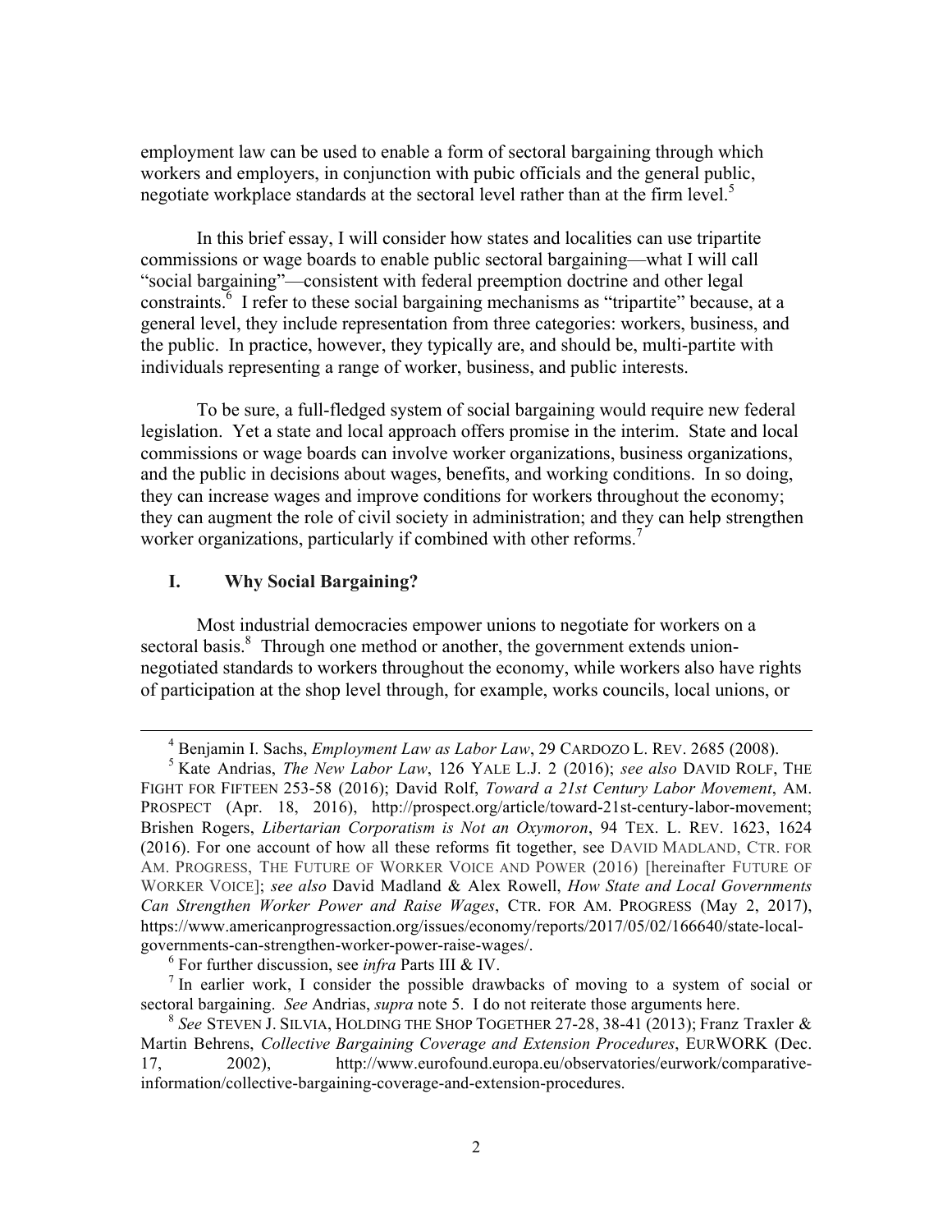employment law can be used to enable a form of sectoral bargaining through which workers and employers, in conjunction with pubic officials and the general public, negotiate workplace standards at the sectoral level rather than at the firm level.[5]

In this brief essay, I will consider how states and localities can use tripartite commissions or wage boards to enable public sectoral bargaining—what I will call "social bargaining"—consistent with federal preemption doctrine and other legal constraints.[6] I refer to these social bargaining mechanisms as "tripartite" because, at a general level, they include representation from three categories: workers, business, and the public. In practice, however, they typically are, and should be, multi-partite with individuals representing a range of worker, business, and public interests.

To be sure, a full-fledged system of social bargaining would require new federal legislation. Yet a state and local approach offers promise in the interim. State and local commissions or wage boards can involve worker organizations, business organizations, and the public in decisions about wages, benefits, and working conditions. In so doing, they can increase wages and improve conditions for workers throughout the economy; they can augment the role of civil society in administration; and they can help strengthen worker organizations, particularly if combined with other reforms.[7]

## I. Why Social Bargaining?

Most industrial democracies empower unions to negotiate for workers on a sectoral basis.[8] Through one method or another, the government extends union-negotiated standards to workers throughout the economy, while workers also have rights of participation at the shop level through, for example, works councils, local unions, or

---

[4] Benjamin I. Sachs, *Employment Law as Labor Law*, 29 CARDOZO L. REV. 2685 (2008).

[5] Kate Andrias, *The New Labor Law*, 126 YALE L.J. 2 (2016); *see also* DAVID ROLF, THE FIGHT FOR FIFTEEN 253-58 (2016); David Rolf, *Toward a 21st Century Labor Movement*, AM. PROSPECT (Apr. 18, 2016), http://prospect.org/article/toward-21st-century-labor-movement; Brishen Rogers, *Libertarian Corporatism is Not an Oxymoron*, 94 TEX. L. REV. 1623, 1624 (2016). For one account of how all these reforms fit together, see DAVID MADLAND, CTR. FOR AM. PROGRESS, THE FUTURE OF WORKER VOICE AND POWER (2016) [hereinafter FUTURE OF WORKER VOICE]; *see also* David Madland & Alex Rowell, *How State and Local Governments Can Strengthen Worker Power and Raise Wages*, CTR. FOR AM. PROGRESS (May 2, 2017), https://www.americanprogressaction.org/issues/economy/reports/2017/05/02/166640/state-local-governments-can-strengthen-worker-power-raise-wages/.

[6] For further discussion, see *infra* Parts III & IV.

[7] In earlier work, I consider the possible drawbacks of moving to a system of social or sectoral bargaining. *See* Andrias, *supra* note 5. I do not reiterate those arguments here.

[8] *See* STEVEN J. SILVIA, HOLDING THE SHOP TOGETHER 27-28, 38-41 (2013); Franz Traxler & Martin Behrens, *Collective Bargaining Coverage and Extension Procedures*, EURWORK (Dec. 17, 2002), http://www.eurofound.europa.eu/observatories/eurwork/comparative-information/collective-bargaining-coverage-and-extension-procedures.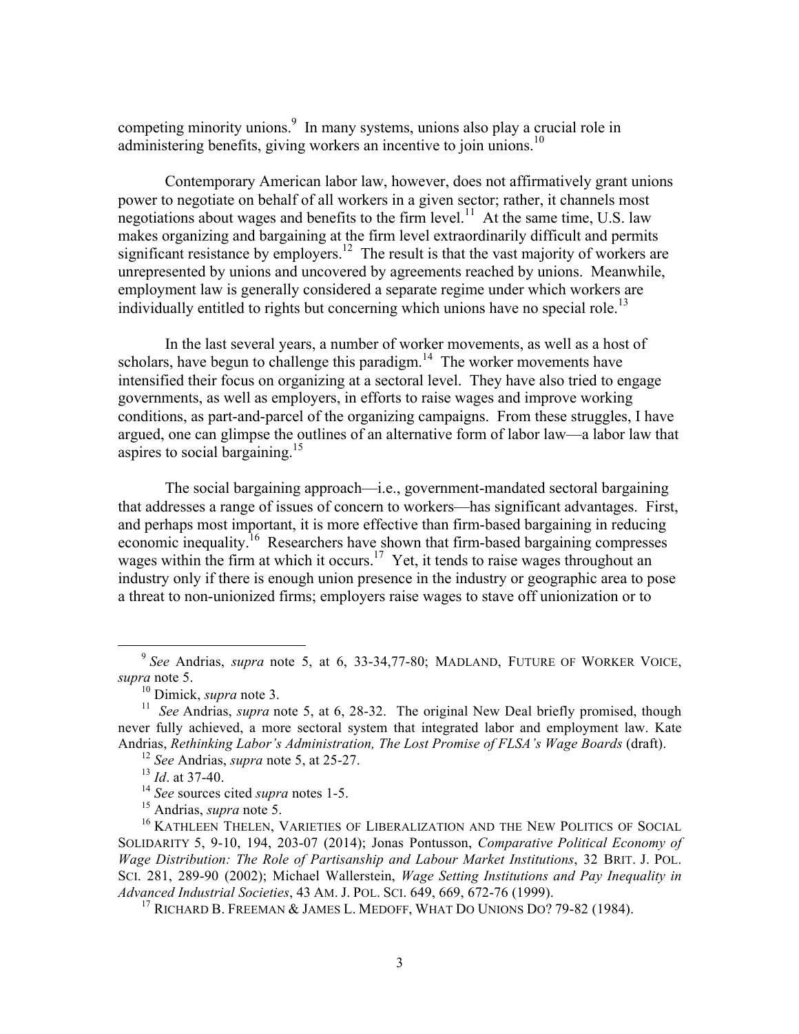competing minority unions.[9] In many systems, unions also play a crucial role in administering benefits, giving workers an incentive to join unions.[10]

Contemporary American labor law, however, does not affirmatively grant unions power to negotiate on behalf of all workers in a given sector; rather, it channels most negotiations about wages and benefits to the firm level.[11] At the same time, U.S. law makes organizing and bargaining at the firm level extraordinarily difficult and permits significant resistance by employers.[12] The result is that the vast majority of workers are unrepresented by unions and uncovered by agreements reached by unions. Meanwhile, employment law is generally considered a separate regime under which workers are individually entitled to rights but concerning which unions have no special role.[13]

In the last several years, a number of worker movements, as well as a host of scholars, have begun to challenge this paradigm.[14] The worker movements have intensified their focus on organizing at a sectoral level. They have also tried to engage governments, as well as employers, in efforts to raise wages and improve working conditions, as part-and-parcel of the organizing campaigns. From these struggles, I have argued, one can glimpse the outlines of an alternative form of labor law—a labor law that aspires to social bargaining.[15]

The social bargaining approach—i.e., government-mandated sectoral bargaining that addresses a range of issues of concern to workers—has significant advantages. First, and perhaps most important, it is more effective than firm-based bargaining in reducing economic inequality.[16] Researchers have shown that firm-based bargaining compresses wages within the firm at which it occurs.[17] Yet, it tends to raise wages throughout an industry only if there is enough union presence in the industry or geographic area to pose a threat to non-unionized firms; employers raise wages to stave off unionization or to

---

[9] *See* Andrias, *supra* note 5, at 6, 33-34,77-80; MADLAND, FUTURE OF WORKER VOICE, *supra* note 5.

[10] Dimick, *supra* note 3.

[11] *See* Andrias, *supra* note 5, at 6, 28-32. The original New Deal briefly promised, though never fully achieved, a more sectoral system that integrated labor and employment law. Kate Andrias, *Rethinking Labor's Administration, The Lost Promise of FLSA's Wage Boards* (draft).

[12] *See* Andrias, *supra* note 5, at 25-27.

[13] *Id*. at 37-40.

[14] *See* sources cited *supra* notes 1-5.

[15] Andrias, *supra* note 5.

[16] KATHLEEN THELEN, VARIETIES OF LIBERALIZATION AND THE NEW POLITICS OF SOCIAL SOLIDARITY 5, 9-10, 194, 203-07 (2014); Jonas Pontusson, *Comparative Political Economy of Wage Distribution: The Role of Partisanship and Labour Market Institutions*, 32 BRIT. J. POL. SCI. 281, 289-90 (2002); Michael Wallerstein, *Wage Setting Institutions and Pay Inequality in Advanced Industrial Societies*, 43 AM. J. POL. SCI. 649, 669, 672-76 (1999).

[17] RICHARD B. FREEMAN & JAMES L. MEDOFF, WHAT DO UNIONS DO? 79-82 (1984).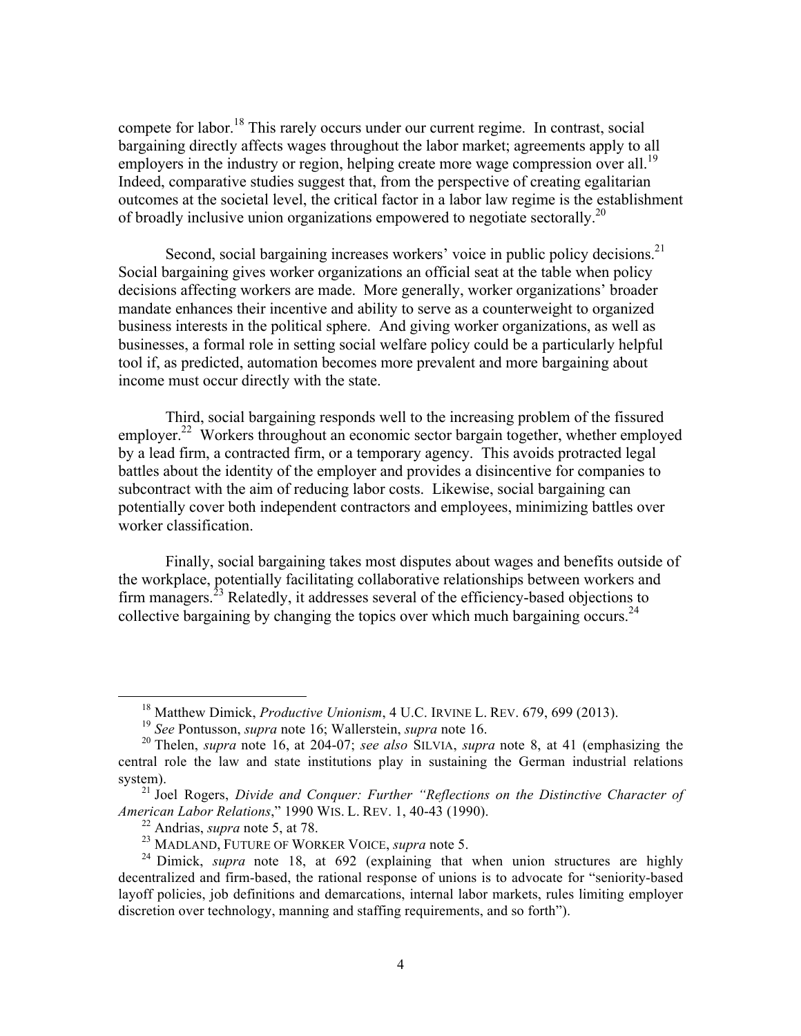compete for labor.[18] This rarely occurs under our current regime. In contrast, social bargaining directly affects wages throughout the labor market; agreements apply to all employers in the industry or region, helping create more wage compression over all.[19] Indeed, comparative studies suggest that, from the perspective of creating egalitarian outcomes at the societal level, the critical factor in a labor law regime is the establishment of broadly inclusive union organizations empowered to negotiate sectorally.[20]

Second, social bargaining increases workers' voice in public policy decisions.[21] Social bargaining gives worker organizations an official seat at the table when policy decisions affecting workers are made. More generally, worker organizations' broader mandate enhances their incentive and ability to serve as a counterweight to organized business interests in the political sphere. And giving worker organizations, as well as businesses, a formal role in setting social welfare policy could be a particularly helpful tool if, as predicted, automation becomes more prevalent and more bargaining about income must occur directly with the state.

Third, social bargaining responds well to the increasing problem of the fissured employer.[22] Workers throughout an economic sector bargain together, whether employed by a lead firm, a contracted firm, or a temporary agency. This avoids protracted legal battles about the identity of the employer and provides a disincentive for companies to subcontract with the aim of reducing labor costs. Likewise, social bargaining can potentially cover both independent contractors and employees, minimizing battles over worker classification.

Finally, social bargaining takes most disputes about wages and benefits outside of the workplace, potentially facilitating collaborative relationships between workers and firm managers.[23] Relatedly, it addresses several of the efficiency-based objections to collective bargaining by changing the topics over which much bargaining occurs.[24]

---

[18] Matthew Dimick, *Productive Unionism*, 4 U.C. IRVINE L. REV. 679, 699 (2013).

[19] *See* Pontusson, *supra* note 16; Wallerstein, *supra* note 16.

[20] Thelen, *supra* note 16, at 204-07; *see also* SILVIA, *supra* note 8, at 41 (emphasizing the central role the law and state institutions play in sustaining the German industrial relations system).

[21] Joel Rogers, *Divide and Conquer: Further "Reflections on the Distinctive Character of American Labor Relations*," 1990 WIS. L. REV. 1, 40-43 (1990).

[22] Andrias, *supra* note 5, at 78.

[23] MADLAND, FUTURE OF WORKER VOICE, *supra* note 5.

[24] Dimick, *supra* note 18, at 692 (explaining that when union structures are highly decentralized and firm-based, the rational response of unions is to advocate for "seniority-based layoff policies, job definitions and demarcations, internal labor markets, rules limiting employer discretion over technology, manning and staffing requirements, and so forth").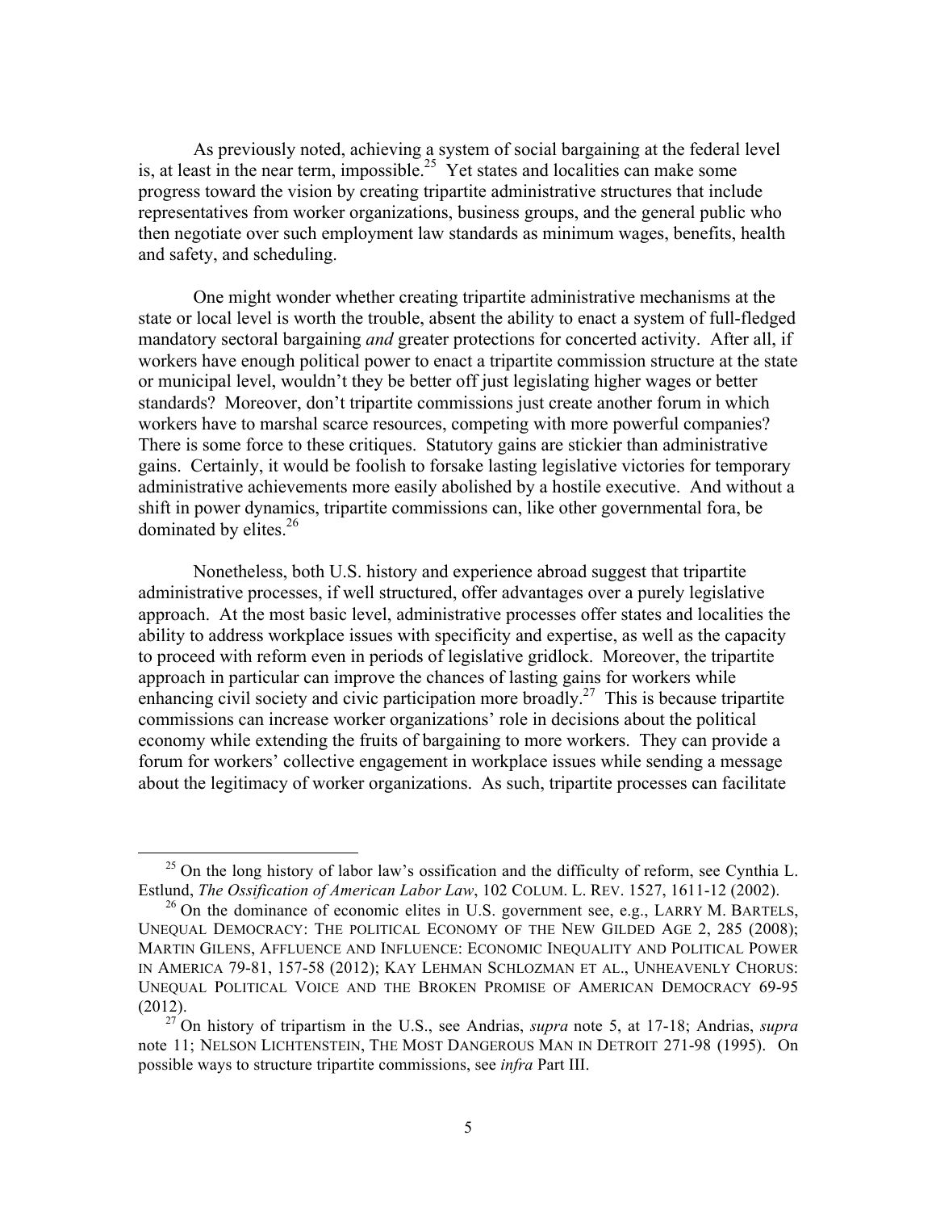As previously noted, achieving a system of social bargaining at the federal level is, at least in the near term, impossible.[25] Yet states and localities can make some progress toward the vision by creating tripartite administrative structures that include representatives from worker organizations, business groups, and the general public who then negotiate over such employment law standards as minimum wages, benefits, health and safety, and scheduling.

One might wonder whether creating tripartite administrative mechanisms at the state or local level is worth the trouble, absent the ability to enact a system of full-fledged mandatory sectoral bargaining *and* greater protections for concerted activity. After all, if workers have enough political power to enact a tripartite commission structure at the state or municipal level, wouldn't they be better off just legislating higher wages or better standards? Moreover, don't tripartite commissions just create another forum in which workers have to marshal scarce resources, competing with more powerful companies? There is some force to these critiques. Statutory gains are stickier than administrative gains. Certainly, it would be foolish to forsake lasting legislative victories for temporary administrative achievements more easily abolished by a hostile executive. And without a shift in power dynamics, tripartite commissions can, like other governmental fora, be dominated by elites.[26]

Nonetheless, both U.S. history and experience abroad suggest that tripartite administrative processes, if well structured, offer advantages over a purely legislative approach. At the most basic level, administrative processes offer states and localities the ability to address workplace issues with specificity and expertise, as well as the capacity to proceed with reform even in periods of legislative gridlock. Moreover, the tripartite approach in particular can improve the chances of lasting gains for workers while enhancing civil society and civic participation more broadly.[27] This is because tripartite commissions can increase worker organizations' role in decisions about the political economy while extending the fruits of bargaining to more workers. They can provide a forum for workers' collective engagement in workplace issues while sending a message about the legitimacy of worker organizations. As such, tripartite processes can facilitate

---

[25] On the long history of labor law's ossification and the difficulty of reform, see Cynthia L. Estlund, *The Ossification of American Labor Law*, 102 COLUM. L. REV. 1527, 1611-12 (2002).

[26] On the dominance of economic elites in U.S. government see, e.g., LARRY M. BARTELS, UNEQUAL DEMOCRACY: THE POLITICAL ECONOMY OF THE NEW GILDED AGE 2, 285 (2008); MARTIN GILENS, AFFLUENCE AND INFLUENCE: ECONOMIC INEQUALITY AND POLITICAL POWER IN AMERICA 79-81, 157-58 (2012); KAY LEHMAN SCHLOZMAN ET AL., UNHEAVENLY CHORUS: UNEQUAL POLITICAL VOICE AND THE BROKEN PROMISE OF AMERICAN DEMOCRACY 69-95 (2012).

[27] On history of tripartism in the U.S., see Andrias, *supra* note 5, at 17-18; Andrias, *supra* note 11; NELSON LICHTENSTEIN, THE MOST DANGEROUS MAN IN DETROIT 271-98 (1995). On possible ways to structure tripartite commissions, see *infra* Part III.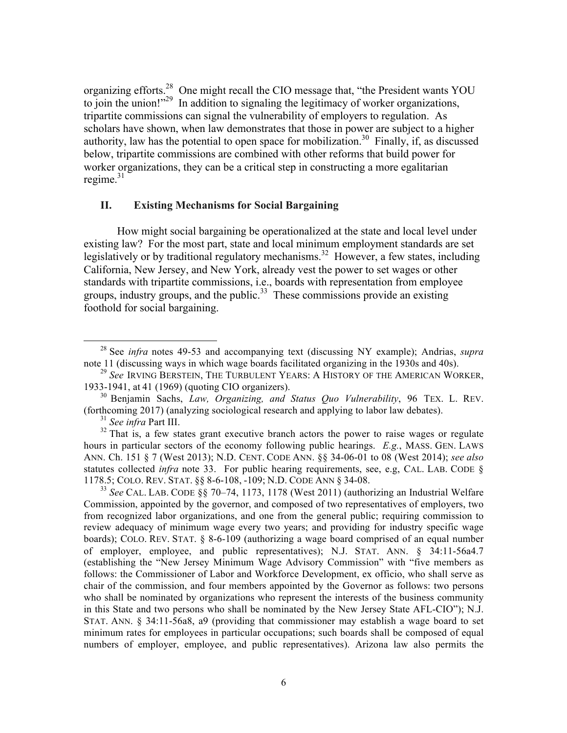organizing efforts.[28] One might recall the CIO message that, "the President wants YOU to join the union!"[29] In addition to signaling the legitimacy of worker organizations, tripartite commissions can signal the vulnerability of employers to regulation. As scholars have shown, when law demonstrates that those in power are subject to a higher authority, law has the potential to open space for mobilization.[30] Finally, if, as discussed below, tripartite commissions are combined with other reforms that build power for worker organizations, they can be a critical step in constructing a more egalitarian regime.[31]

## II. Existing Mechanisms for Social Bargaining

How might social bargaining be operationalized at the state and local level under existing law? For the most part, state and local minimum employment standards are set legislatively or by traditional regulatory mechanisms.[32] However, a few states, including California, New Jersey, and New York, already vest the power to set wages or other standards with tripartite commissions, i.e., boards with representation from employee groups, industry groups, and the public.[33] These commissions provide an existing foothold for social bargaining.

---

[28] See *infra* notes 49-53 and accompanying text (discussing NY example); Andrias, *supra* note 11 (discussing ways in which wage boards facilitated organizing in the 1930s and 40s).

[29] *See* IRVING BERSTEIN, THE TURBULENT YEARS: A HISTORY OF THE AMERICAN WORKER, 1933-1941, at 41 (1969) (quoting CIO organizers).

[30] Benjamin Sachs, *Law, Organizing, and Status Quo Vulnerability*, 96 TEX. L. REV. (forthcoming 2017) (analyzing sociological research and applying to labor law debates).

[31] *See infra* Part III.

[32] That is, a few states grant executive branch actors the power to raise wages or regulate hours in particular sectors of the economy following public hearings. *E.g.*, MASS. GEN. LAWS ANN. Ch. 151 § 7 (West 2013); N.D. CENT. CODE ANN. §§ 34-06-01 to 08 (West 2014); *see also* statutes collected *infra* note 33. For public hearing requirements, see, e.g, CAL. LAB. CODE § 1178.5; COLO. REV. STAT. §§ 8-6-108, -109; N.D. CODE ANN § 34-08.

[33] *See* CAL. LAB. CODE §§ 70–74, 1173, 1178 (West 2011) (authorizing an Industrial Welfare Commission, appointed by the governor, and composed of two representatives of employers, two from recognized labor organizations, and one from the general public; requiring commission to review adequacy of minimum wage every two years; and providing for industry specific wage boards); COLO. REV. STAT. § 8-6-109 (authorizing a wage board comprised of an equal number of employer, employee, and public representatives); N.J. STAT. ANN. § 34:11-56a4.7 (establishing the "New Jersey Minimum Wage Advisory Commission" with "five members as follows: the Commissioner of Labor and Workforce Development, ex officio, who shall serve as chair of the commission, and four members appointed by the Governor as follows: two persons who shall be nominated by organizations who represent the interests of the business community in this State and two persons who shall be nominated by the New Jersey State AFL-CIO"); N.J. STAT. ANN. § 34:11-56a8, a9 (providing that commissioner may establish a wage board to set minimum rates for employees in particular occupations; such boards shall be composed of equal numbers of employer, employee, and public representatives). Arizona law also permits the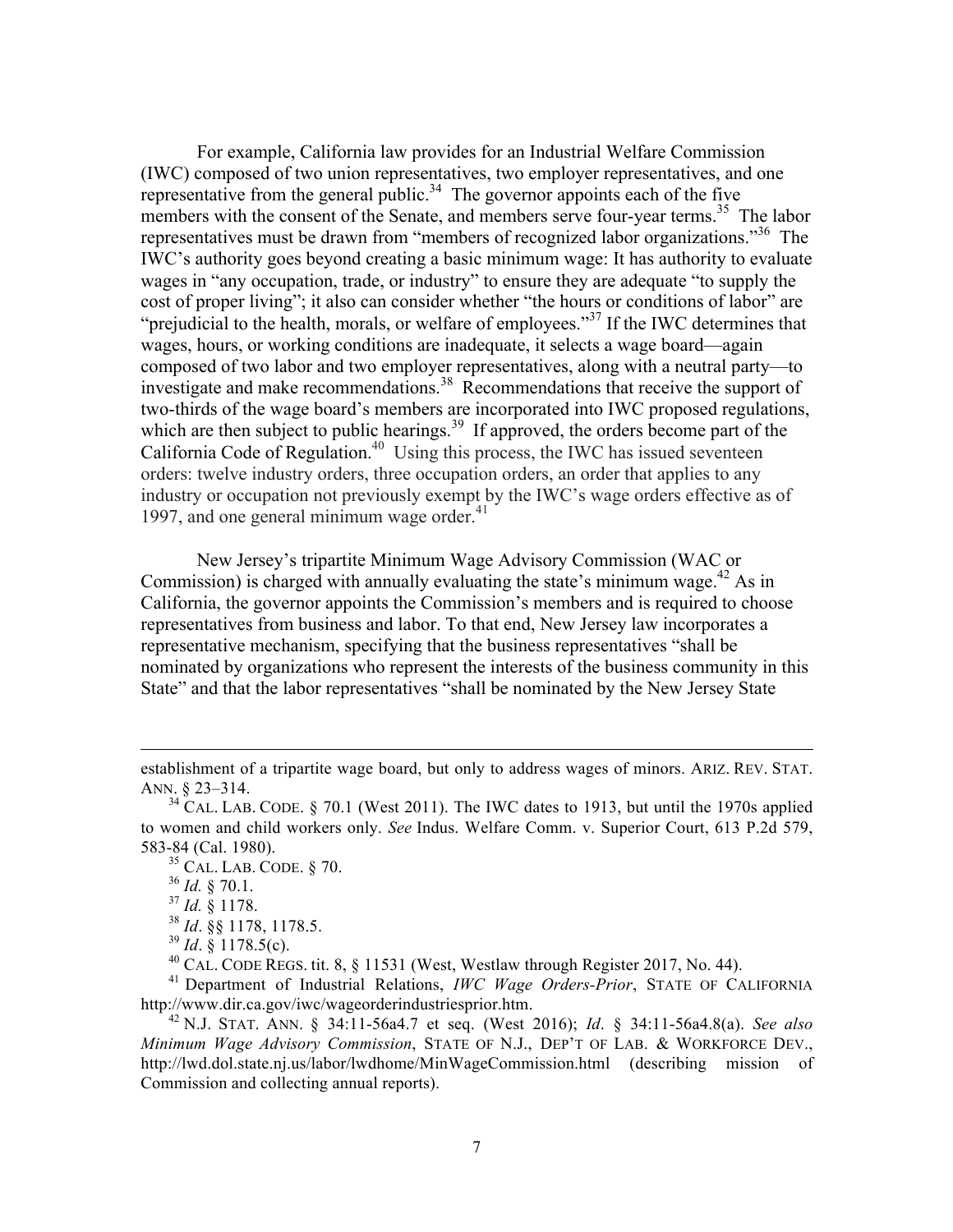For example, California law provides for an Industrial Welfare Commission (IWC) composed of two union representatives, two employer representatives, and one representative from the general public.[34] The governor appoints each of the five members with the consent of the Senate, and members serve four-year terms.[35] The labor representatives must be drawn from "members of recognized labor organizations."[36] The IWC's authority goes beyond creating a basic minimum wage: It has authority to evaluate wages in "any occupation, trade, or industry" to ensure they are adequate "to supply the cost of proper living"; it also can consider whether "the hours or conditions of labor" are "prejudicial to the health, morals, or welfare of employees."[37] If the IWC determines that wages, hours, or working conditions are inadequate, it selects a wage board—again composed of two labor and two employer representatives, along with a neutral party—to investigate and make recommendations.[38] Recommendations that receive the support of two-thirds of the wage board's members are incorporated into IWC proposed regulations, which are then subject to public hearings.[39] If approved, the orders become part of the California Code of Regulation.[40] Using this process, the IWC has issued seventeen orders: twelve industry orders, three occupation orders, an order that applies to any industry or occupation not previously exempt by the IWC's wage orders effective as of 1997, and one general minimum wage order.[41]

New Jersey's tripartite Minimum Wage Advisory Commission (WAC or Commission) is charged with annually evaluating the state's minimum wage.[42] As in California, the governor appoints the Commission's members and is required to choose representatives from business and labor. To that end, New Jersey law incorporates a representative mechanism, specifying that the business representatives "shall be nominated by organizations who represent the interests of the business community in this State" and that the labor representatives "shall be nominated by the New Jersey State

---

establishment of a tripartite wage board, but only to address wages of minors. ARIZ. REV. STAT. ANN. § 23–314.

[34] CAL. LAB. CODE. § 70.1 (West 2011). The IWC dates to 1913, but until the 1970s applied to women and child workers only. *See* Indus. Welfare Comm. v. Superior Court, 613 P.2d 579, 583-84 (Cal. 1980).

[35] CAL. LAB. CODE. § 70.

[36] *Id.* § 70.1.

[37] *Id.* § 1178.

[38] *Id*. §§ 1178, 1178.5.

[39] *Id*. § 1178.5(c).

[40] CAL. CODE REGS. tit. 8, § 11531 (West, Westlaw through Register 2017, No. 44).

[41] Department of Industrial Relations, *IWC Wage Orders-Prior*, STATE OF CALIFORNIA http://www.dir.ca.gov/iwc/wageorderindustriesprior.htm.

[42] N.J. STAT. ANN. § 34:11-56a4.7 et seq. (West 2016); *Id*. § 34:11-56a4.8(a). *See also Minimum Wage Advisory Commission*, STATE OF N.J., DEP'T OF LAB. & WORKFORCE DEV., http://lwd.dol.state.nj.us/labor/lwdhome/MinWageCommission.html (describing mission of Commission and collecting annual reports).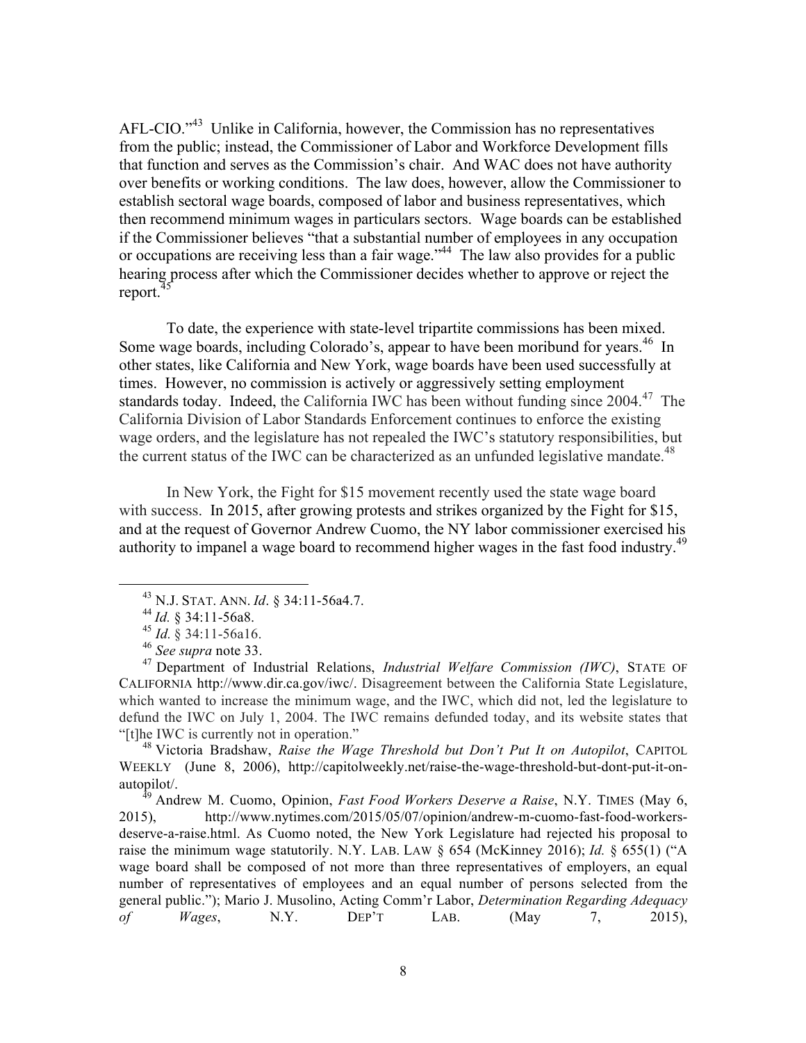AFL-CIO."[43] Unlike in California, however, the Commission has no representatives from the public; instead, the Commissioner of Labor and Workforce Development fills that function and serves as the Commission's chair. And WAC does not have authority over benefits or working conditions. The law does, however, allow the Commissioner to establish sectoral wage boards, composed of labor and business representatives, which then recommend minimum wages in particulars sectors. Wage boards can be established if the Commissioner believes "that a substantial number of employees in any occupation or occupations are receiving less than a fair wage."[44] The law also provides for a public hearing process after which the Commissioner decides whether to approve or reject the report.[45]

To date, the experience with state-level tripartite commissions has been mixed. Some wage boards, including Colorado's, appear to have been moribund for years.[46] In other states, like California and New York, wage boards have been used successfully at times. However, no commission is actively or aggressively setting employment standards today. Indeed, the California IWC has been without funding since 2004.[47] The California Division of Labor Standards Enforcement continues to enforce the existing wage orders, and the legislature has not repealed the IWC's statutory responsibilities, but the current status of the IWC can be characterized as an unfunded legislative mandate.[48]

In New York, the Fight for $15 movement recently used the state wage board with success. In 2015, after growing protests and strikes organized by the Fight for $15, and at the request of Governor Andrew Cuomo, the NY labor commissioner exercised his authority to impanel a wage board to recommend higher wages in the fast food industry.[49]

---

[43] N.J. STAT. ANN. *Id*. § 34:11-56a4.7.

[44] *Id.* § 34:11-56a8.

[45] *Id.* § 34:11-56a16.

[46] *See supra* note 33.

[47] Department of Industrial Relations, *Industrial Welfare Commission (IWC)*, STATE OF CALIFORNIA http://www.dir.ca.gov/iwc/. Disagreement between the California State Legislature, which wanted to increase the minimum wage, and the IWC, which did not, led the legislature to defund the IWC on July 1, 2004. The IWC remains defunded today, and its website states that "[t]he IWC is currently not in operation."

[48] Victoria Bradshaw, *Raise the Wage Threshold but Don't Put It on Autopilot*, CAPITOL WEEKLY (June 8, 2006), http://capitolweekly.net/raise-the-wage-threshold-but-dont-put-it-on-autopilot/.

[49] Andrew M. Cuomo, Opinion, *Fast Food Workers Deserve a Raise*, N.Y. TIMES (May 6, 2015), http://www.nytimes.com/2015/05/07/opinion/andrew-m-cuomo-fast-food-workers-deserve-a-raise.html. As Cuomo noted, the New York Legislature had rejected his proposal to raise the minimum wage statutorily. N.Y. LAB. LAW § 654 (McKinney 2016); *Id.* § 655(1) ("A wage board shall be composed of not more than three representatives of employers, an equal number of representatives of employees and an equal number of persons selected from the general public."); Mario J. Musolino, Acting Comm'r Labor, *Determination Regarding Adequacy of Wages*, N.Y. DEP'T LAB. (May 7, 2015),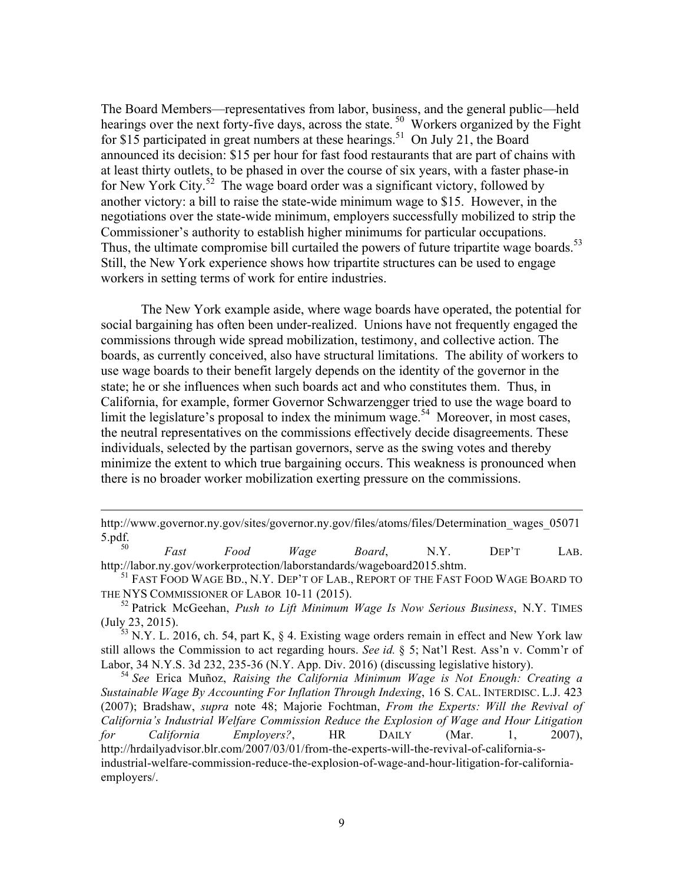The Board Members—representatives from labor, business, and the general public—held hearings over the next forty-five days, across the state.[50] Workers organized by the Fight for $15 participated in great numbers at these hearings.[51] On July 21, the Board announced its decision: $15 per hour for fast food restaurants that are part of chains with at least thirty outlets, to be phased in over the course of six years, with a faster phase-in for New York City.[52] The wage board order was a significant victory, followed by another victory: a bill to raise the state-wide minimum wage to $15. However, in the negotiations over the state-wide minimum, employers successfully mobilized to strip the Commissioner's authority to establish higher minimums for particular occupations. Thus, the ultimate compromise bill curtailed the powers of future tripartite wage boards.[53] Still, the New York experience shows how tripartite structures can be used to engage workers in setting terms of work for entire industries.

The New York example aside, where wage boards have operated, the potential for social bargaining has often been under-realized. Unions have not frequently engaged the commissions through wide spread mobilization, testimony, and collective action. The boards, as currently conceived, also have structural limitations. The ability of workers to use wage boards to their benefit largely depends on the identity of the governor in the state; he or she influences when such boards act and who constitutes them. Thus, in California, for example, former Governor Schwarzengger tried to use the wage board to limit the legislature's proposal to index the minimum wage.[54] Moreover, in most cases, the neutral representatives on the commissions effectively decide disagreements. These individuals, selected by the partisan governors, serve as the swing votes and thereby minimize the extent to which true bargaining occurs. This weakness is pronounced when there is no broader worker mobilization exerting pressure on the commissions.

---

http://www.governor.ny.gov/sites/governor.ny.gov/files/atoms/files/Determination_wages_050715.pdf.

[50] *Fast Food Wage Board*, N.Y. DEP'T LAB. http://labor.ny.gov/workerprotection/laborstandards/wageboard2015.shtm.

[51] FAST FOOD WAGE BD., N.Y. DEP'T OF LAB., REPORT OF THE FAST FOOD WAGE BOARD TO THE NYS COMMISSIONER OF LABOR 10-11 (2015).

[52] Patrick McGeehan, *Push to Lift Minimum Wage Is Now Serious Business*, N.Y. TIMES (July 23, 2015).

[53] N.Y. L. 2016, ch. 54, part K, § 4. Existing wage orders remain in effect and New York law still allows the Commission to act regarding hours. *See id.* § 5; Nat'l Rest. Ass'n v. Comm'r of Labor, 34 N.Y.S. 3d 232, 235-36 (N.Y. App. Div. 2016) (discussing legislative history).

[54] *See* Erica Muñoz, *Raising the California Minimum Wage is Not Enough: Creating a Sustainable Wage By Accounting For Inflation Through Indexing*, 16 S. CAL. INTERDISC. L.J. 423 (2007); Bradshaw, *supra* note 48; Majorie Fochtman, *From the Experts: Will the Revival of California's Industrial Welfare Commission Reduce the Explosion of Wage and Hour Litigation for California Employers?*, HR DAILY (Mar. 1, 2007), http://hrdailyadvisor.blr.com/2007/03/01/from-the-experts-will-the-revival-of-california-s-industrial-welfare-commission-reduce-the-explosion-of-wage-and-hour-litigation-for-california-employers/.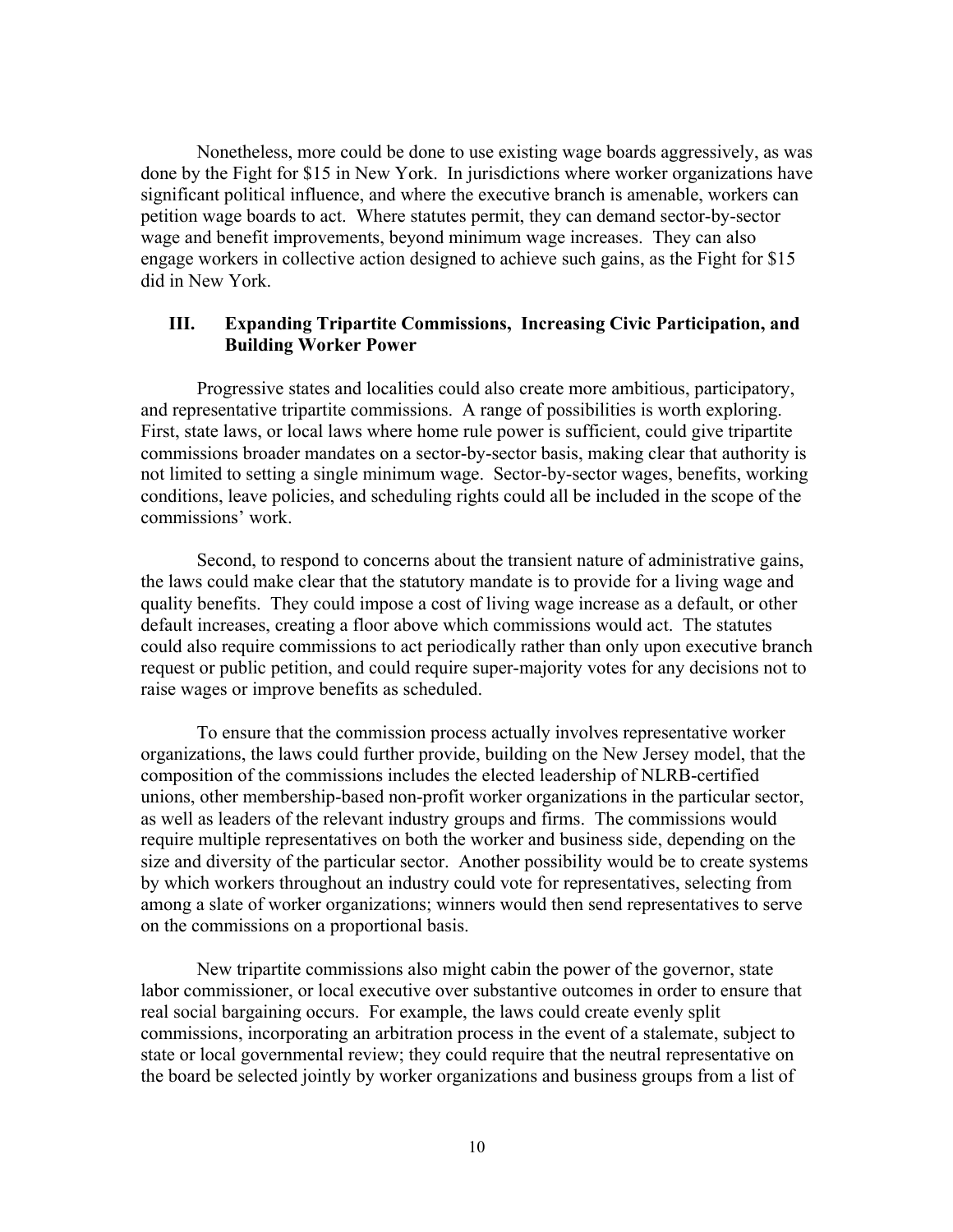Nonetheless, more could be done to use existing wage boards aggressively, as was done by the Fight for $15 in New York. In jurisdictions where worker organizations have significant political influence, and where the executive branch is amenable, workers can petition wage boards to act. Where statutes permit, they can demand sector-by-sector wage and benefit improvements, beyond minimum wage increases. They can also engage workers in collective action designed to achieve such gains, as the Fight for $15 did in New York.

## III. Expanding Tripartite Commissions, Increasing Civic Participation, and Building Worker Power

Progressive states and localities could also create more ambitious, participatory, and representative tripartite commissions. A range of possibilities is worth exploring. First, state laws, or local laws where home rule power is sufficient, could give tripartite commissions broader mandates on a sector-by-sector basis, making clear that authority is not limited to setting a single minimum wage. Sector-by-sector wages, benefits, working conditions, leave policies, and scheduling rights could all be included in the scope of the commissions' work.

Second, to respond to concerns about the transient nature of administrative gains, the laws could make clear that the statutory mandate is to provide for a living wage and quality benefits. They could impose a cost of living wage increase as a default, or other default increases, creating a floor above which commissions would act. The statutes could also require commissions to act periodically rather than only upon executive branch request or public petition, and could require super-majority votes for any decisions not to raise wages or improve benefits as scheduled.

To ensure that the commission process actually involves representative worker organizations, the laws could further provide, building on the New Jersey model, that the composition of the commissions includes the elected leadership of NLRB-certified unions, other membership-based non-profit worker organizations in the particular sector, as well as leaders of the relevant industry groups and firms. The commissions would require multiple representatives on both the worker and business side, depending on the size and diversity of the particular sector. Another possibility would be to create systems by which workers throughout an industry could vote for representatives, selecting from among a slate of worker organizations; winners would then send representatives to serve on the commissions on a proportional basis.

New tripartite commissions also might cabin the power of the governor, state labor commissioner, or local executive over substantive outcomes in order to ensure that real social bargaining occurs. For example, the laws could create evenly split commissions, incorporating an arbitration process in the event of a stalemate, subject to state or local governmental review; they could require that the neutral representative on the board be selected jointly by worker organizations and business groups from a list of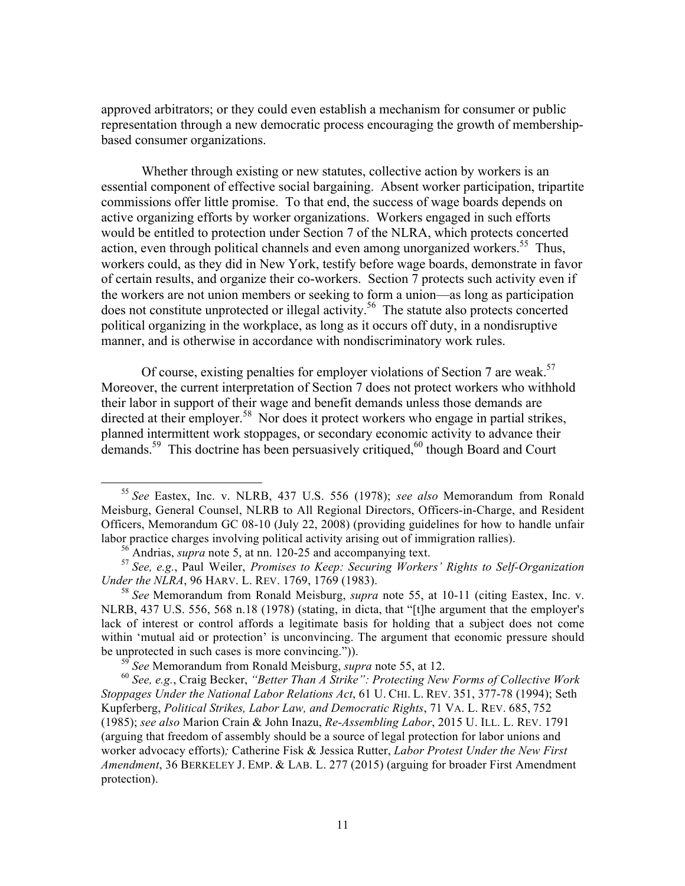approved arbitrators; or they could even establish a mechanism for consumer or public representation through a new democratic process encouraging the growth of membership-based consumer organizations.

Whether through existing or new statutes, collective action by workers is an essential component of effective social bargaining. Absent worker participation, tripartite commissions offer little promise. To that end, the success of wage boards depends on active organizing efforts by worker organizations. Workers engaged in such efforts would be entitled to protection under Section 7 of the NLRA, which protects concerted action, even through political channels and even among unorganized workers.[55] Thus, workers could, as they did in New York, testify before wage boards, demonstrate in favor of certain results, and organize their co-workers. Section 7 protects such activity even if the workers are not union members or seeking to form a union—as long as participation does not constitute unprotected or illegal activity.[56] The statute also protects concerted political organizing in the workplace, as long as it occurs off duty, in a nondisruptive manner, and is otherwise in accordance with nondiscriminatory work rules.

Of course, existing penalties for employer violations of Section 7 are weak.[57] Moreover, the current interpretation of Section 7 does not protect workers who withhold their labor in support of their wage and benefit demands unless those demands are directed at their employer.[58] Nor does it protect workers who engage in partial strikes, planned intermittent work stoppages, or secondary economic activity to advance their demands.[59] This doctrine has been persuasively critiqued,[60] though Board and Court

---

[55] *See* Eastex, Inc. v. NLRB, 437 U.S. 556 (1978); *see also* Memorandum from Ronald Meisburg, General Counsel, NLRB to All Regional Directors, Officers-in-Charge, and Resident Officers, Memorandum GC 08-10 (July 22, 2008) (providing guidelines for how to handle unfair labor practice charges involving political activity arising out of immigration rallies).

[56] Andrias, *supra* note 5, at nn. 120-25 and accompanying text.

[57] *See, e.g.*, Paul Weiler, *Promises to Keep: Securing Workers' Rights to Self-Organization Under the NLRA*, 96 HARV. L. REV. 1769, 1769 (1983).

[58] *See* Memorandum from Ronald Meisburg, *supra* note 55, at 10-11 (citing Eastex, Inc. v. NLRB, 437 U.S. 556, 568 n.18 (1978) (stating, in dicta, that "[t]he argument that the employer's lack of interest or control affords a legitimate basis for holding that a subject does not come within 'mutual aid or protection' is unconvincing. The argument that economic pressure should be unprotected in such cases is more convincing.")).

[59] *See* Memorandum from Ronald Meisburg, *supra* note 55, at 12.

[60] *See, e.g.*, Craig Becker, *"Better Than A Strike": Protecting New Forms of Collective Work Stoppages Under the National Labor Relations Act*, 61 U. CHI. L. REV. 351, 377-78 (1994); Seth Kupferberg, *Political Strikes, Labor Law, and Democratic Rights*, 71 VA. L. REV. 685, 752 (1985); *see also* Marion Crain & John Inazu, *Re-Assembling Labor*, 2015 U. ILL. L. REV. 1791 (arguing that freedom of assembly should be a source of legal protection for labor unions and worker advocacy efforts); Catherine Fisk & Jessica Rutter, *Labor Protest Under the New First Amendment*, 36 BERKELEY J. EMP. & LAB. L. 277 (2015) (arguing for broader First Amendment protection).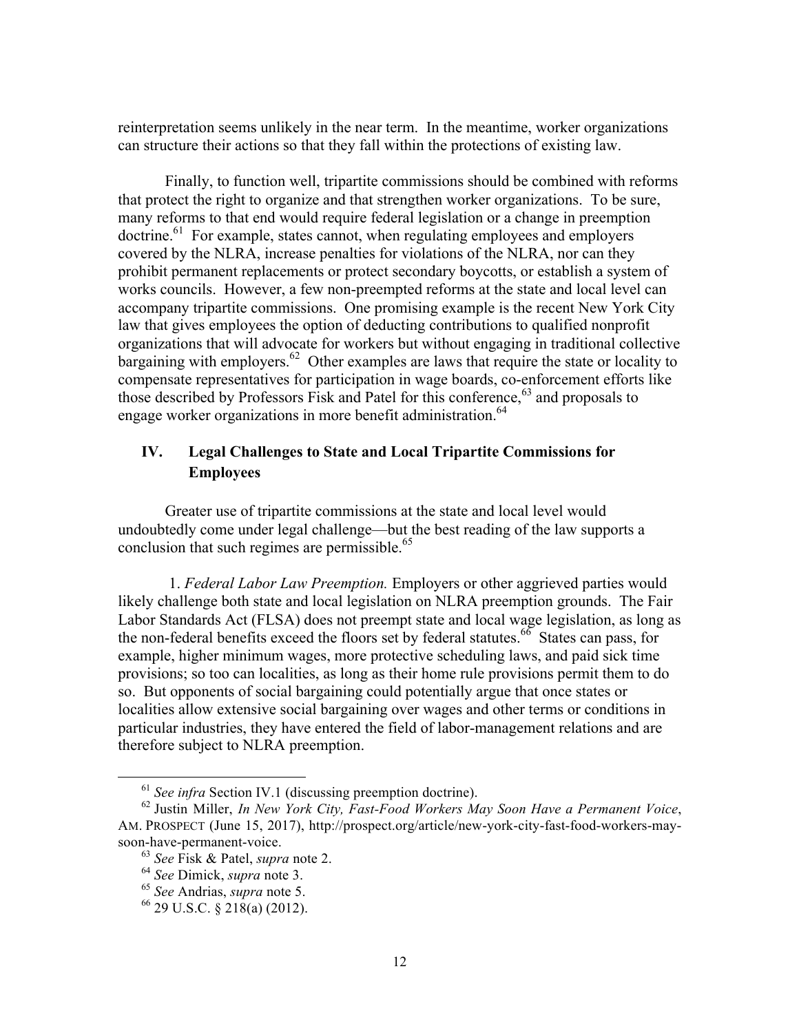reinterpretation seems unlikely in the near term. In the meantime, worker organizations can structure their actions so that they fall within the protections of existing law.

Finally, to function well, tripartite commissions should be combined with reforms that protect the right to organize and that strengthen worker organizations. To be sure, many reforms to that end would require federal legislation or a change in preemption doctrine.[61] For example, states cannot, when regulating employees and employers covered by the NLRA, increase penalties for violations of the NLRA, nor can they prohibit permanent replacements or protect secondary boycotts, or establish a system of works councils. However, a few non-preempted reforms at the state and local level can accompany tripartite commissions. One promising example is the recent New York City law that gives employees the option of deducting contributions to qualified nonprofit organizations that will advocate for workers but without engaging in traditional collective bargaining with employers.[62] Other examples are laws that require the state or locality to compensate representatives for participation in wage boards, co-enforcement efforts like those described by Professors Fisk and Patel for this conference,[63] and proposals to engage worker organizations in more benefit administration.[64]

## IV. Legal Challenges to State and Local Tripartite Commissions for Employees

Greater use of tripartite commissions at the state and local level would undoubtedly come under legal challenge—but the best reading of the law supports a conclusion that such regimes are permissible.[65]

1. *Federal Labor Law Preemption.* Employers or other aggrieved parties would likely challenge both state and local legislation on NLRA preemption grounds. The Fair Labor Standards Act (FLSA) does not preempt state and local wage legislation, as long as the non-federal benefits exceed the floors set by federal statutes.[66] States can pass, for example, higher minimum wages, more protective scheduling laws, and paid sick time provisions; so too can localities, as long as their home rule provisions permit them to do so. But opponents of social bargaining could potentially argue that once states or localities allow extensive social bargaining over wages and other terms or conditions in particular industries, they have entered the field of labor-management relations and are therefore subject to NLRA preemption.

---

[61] *See infra* Section IV.1 (discussing preemption doctrine).

[62] Justin Miller, *In New York City, Fast-Food Workers May Soon Have a Permanent Voice*, AM. PROSPECT (June 15, 2017), http://prospect.org/article/new-york-city-fast-food-workers-may-soon-have-permanent-voice.

[63] *See* Fisk & Patel, *supra* note 2.

[64] *See* Dimick, *supra* note 3.

[65] *See* Andrias, *supra* note 5.

[66] 29 U.S.C. § 218(a) (2012).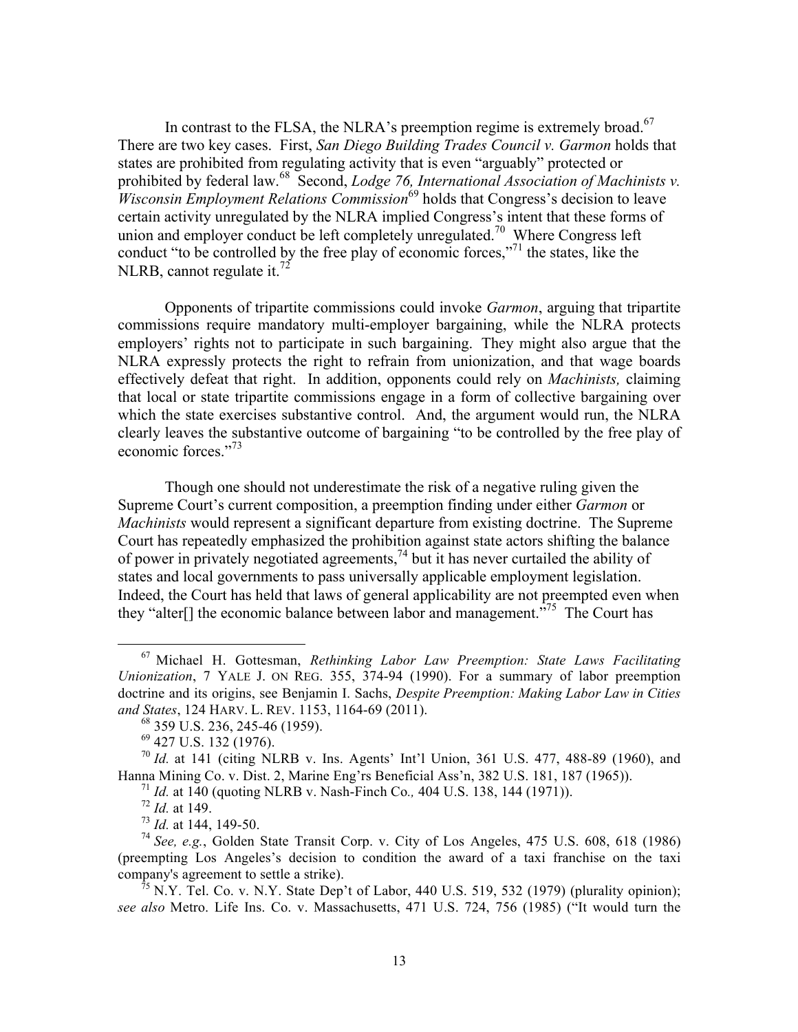In contrast to the FLSA, the NLRA's preemption regime is extremely broad.[67] There are two key cases. First, *San Diego Building Trades Council v. Garmon* holds that states are prohibited from regulating activity that is even "arguably" protected or prohibited by federal law.[68] Second, *Lodge 76, International Association of Machinists v. Wisconsin Employment Relations Commission*[69] holds that Congress's decision to leave certain activity unregulated by the NLRA implied Congress's intent that these forms of union and employer conduct be left completely unregulated.[70] Where Congress left conduct "to be controlled by the free play of economic forces,"[71] the states, like the NLRB, cannot regulate it.[72]

Opponents of tripartite commissions could invoke *Garmon*, arguing that tripartite commissions require mandatory multi-employer bargaining, while the NLRA protects employers' rights not to participate in such bargaining. They might also argue that the NLRA expressly protects the right to refrain from unionization, and that wage boards effectively defeat that right. In addition, opponents could rely on *Machinists,* claiming that local or state tripartite commissions engage in a form of collective bargaining over which the state exercises substantive control. And, the argument would run, the NLRA clearly leaves the substantive outcome of bargaining "to be controlled by the free play of economic forces."[73]

Though one should not underestimate the risk of a negative ruling given the Supreme Court's current composition, a preemption finding under either *Garmon* or *Machinists* would represent a significant departure from existing doctrine. The Supreme Court has repeatedly emphasized the prohibition against state actors shifting the balance of power in privately negotiated agreements,[74] but it has never curtailed the ability of states and local governments to pass universally applicable employment legislation. Indeed, the Court has held that laws of general applicability are not preempted even when they "alter[] the economic balance between labor and management."[75] The Court has

---

[67] Michael H. Gottesman, *Rethinking Labor Law Preemption: State Laws Facilitating Unionization*, 7 YALE J. ON REG. 355, 374-94 (1990). For a summary of labor preemption doctrine and its origins, see Benjamin I. Sachs, *Despite Preemption: Making Labor Law in Cities and States*, 124 HARV. L. REV. 1153, 1164-69 (2011).

[68] 359 U.S. 236, 245-46 (1959).

[69] 427 U.S. 132 (1976).

[70] *Id.* at 141 (citing NLRB v. Ins. Agents' Int'l Union, 361 U.S. 477, 488-89 (1960), and Hanna Mining Co. v. Dist. 2, Marine Eng'rs Beneficial Ass'n, 382 U.S. 181, 187 (1965)).

[71] *Id.* at 140 (quoting NLRB v. Nash-Finch Co*.,* 404 U.S. 138, 144 (1971)).

[72] *Id.* at 149.

[73] *Id.* at 144, 149-50.

[74] *See, e.g.*, Golden State Transit Corp. v. City of Los Angeles, 475 U.S. 608, 618 (1986) (preempting Los Angeles's decision to condition the award of a taxi franchise on the taxi company's agreement to settle a strike).

[75] N.Y. Tel. Co. v. N.Y. State Dep't of Labor, 440 U.S. 519, 532 (1979) (plurality opinion); *see also* Metro. Life Ins. Co. v. Massachusetts, 471 U.S. 724, 756 (1985) ("It would turn the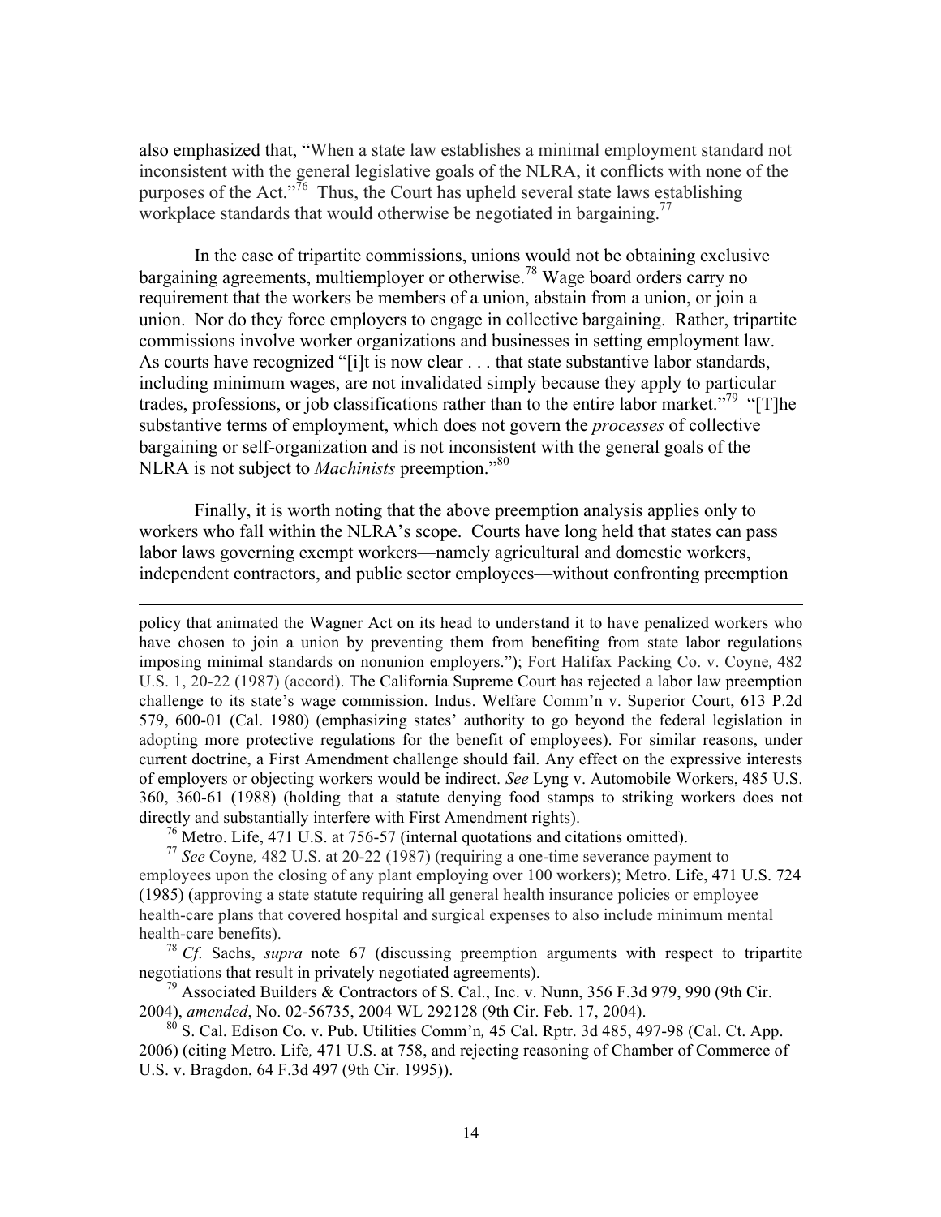also emphasized that, "When a state law establishes a minimal employment standard not inconsistent with the general legislative goals of the NLRA, it conflicts with none of the purposes of the Act."[76] Thus, the Court has upheld several state laws establishing workplace standards that would otherwise be negotiated in bargaining.[77]

In the case of tripartite commissions, unions would not be obtaining exclusive bargaining agreements, multiemployer or otherwise.[78] Wage board orders carry no requirement that the workers be members of a union, abstain from a union, or join a union. Nor do they force employers to engage in collective bargaining. Rather, tripartite commissions involve worker organizations and businesses in setting employment law. As courts have recognized "[i]t is now clear . . . that state substantive labor standards, including minimum wages, are not invalidated simply because they apply to particular trades, professions, or job classifications rather than to the entire labor market."[79] "[T]he substantive terms of employment, which does not govern the *processes* of collective bargaining or self-organization and is not inconsistent with the general goals of the NLRA is not subject to *Machinists* preemption."[80]

Finally, it is worth noting that the above preemption analysis applies only to workers who fall within the NLRA's scope. Courts have long held that states can pass labor laws governing exempt workers—namely agricultural and domestic workers, independent contractors, and public sector employees—without confronting preemption

---

policy that animated the Wagner Act on its head to understand it to have penalized workers who have chosen to join a union by preventing them from benefiting from state labor regulations imposing minimal standards on nonunion employers."); Fort Halifax Packing Co. v. Coyne*,* 482 U.S. 1, 20-22 (1987) (accord). The California Supreme Court has rejected a labor law preemption challenge to its state's wage commission. Indus. Welfare Comm'n v. Superior Court, 613 P.2d 579, 600-01 (Cal. 1980) (emphasizing states' authority to go beyond the federal legislation in adopting more protective regulations for the benefit of employees). For similar reasons, under current doctrine, a First Amendment challenge should fail. Any effect on the expressive interests of employers or objecting workers would be indirect. *See* Lyng v. Automobile Workers, 485 U.S. 360, 360-61 (1988) (holding that a statute denying food stamps to striking workers does not directly and substantially interfere with First Amendment rights).

[76] Metro. Life, 471 U.S. at 756-57 (internal quotations and citations omitted).

[77] *See* Coyne*,* 482 U.S. at 20-22 (1987) (requiring a one-time severance payment to employees upon the closing of any plant employing over 100 workers); Metro. Life, 471 U.S. 724 (1985) (approving a state statute requiring all general health insurance policies or employee health-care plans that covered hospital and surgical expenses to also include minimum mental health-care benefits).

[78] *Cf*. Sachs, *supra* note 67 (discussing preemption arguments with respect to tripartite negotiations that result in privately negotiated agreements).

[79] Associated Builders & Contractors of S. Cal., Inc. v. Nunn, 356 F.3d 979, 990 (9th Cir. 2004), *amended*, No. 02-56735, 2004 WL 292128 (9th Cir. Feb. 17, 2004).

[80] S. Cal. Edison Co. v. Pub. Utilities Comm'n*,* 45 Cal. Rptr. 3d 485, 497-98 (Cal. Ct. App. 2006) (citing Metro. Life*,* 471 U.S. at 758, and rejecting reasoning of Chamber of Commerce of U.S. v. Bragdon, 64 F.3d 497 (9th Cir. 1995)).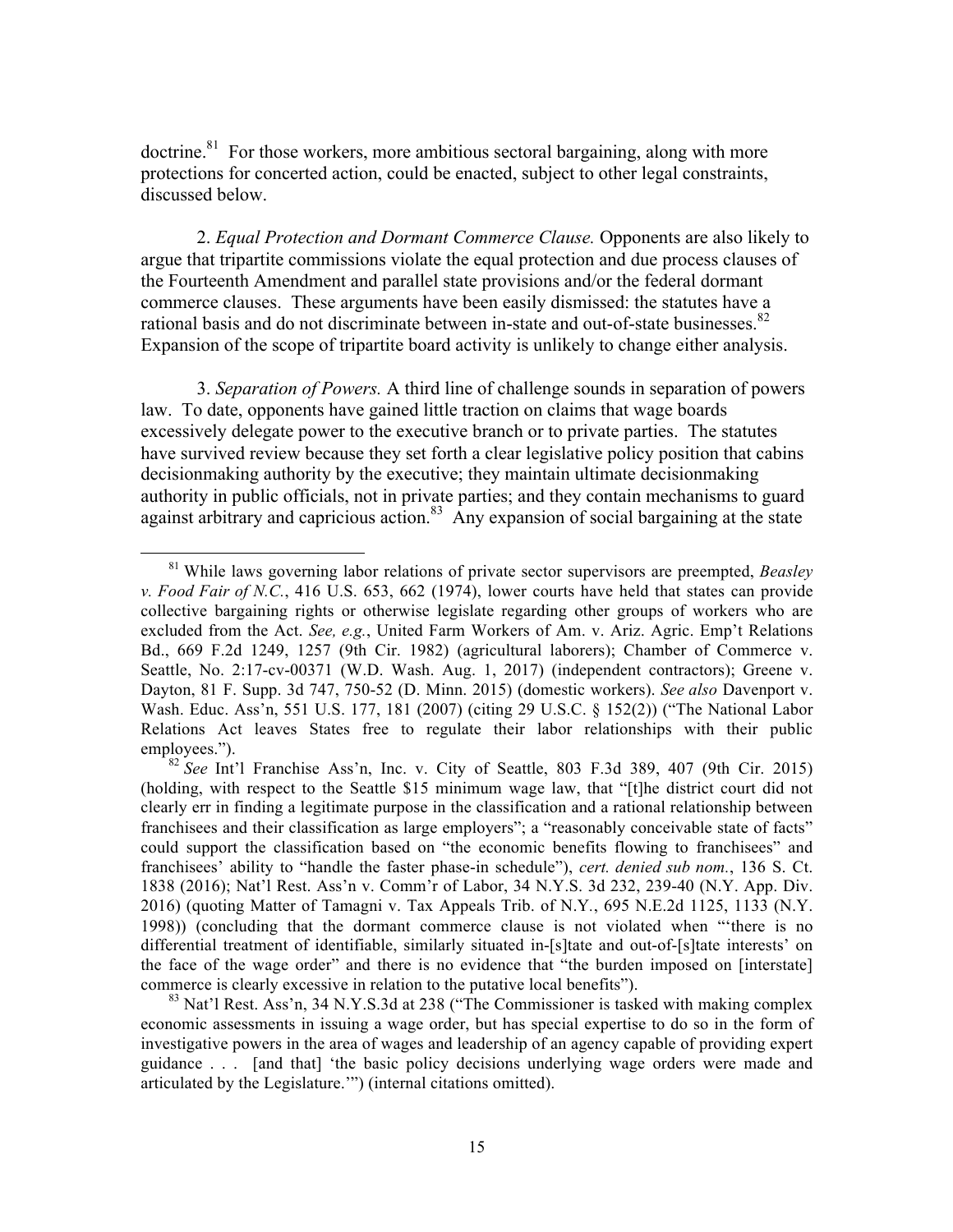doctrine.[81] For those workers, more ambitious sectoral bargaining, along with more protections for concerted action, could be enacted, subject to other legal constraints, discussed below.

2. *Equal Protection and Dormant Commerce Clause.* Opponents are also likely to argue that tripartite commissions violate the equal protection and due process clauses of the Fourteenth Amendment and parallel state provisions and/or the federal dormant commerce clauses. These arguments have been easily dismissed: the statutes have a rational basis and do not discriminate between in-state and out-of-state businesses.[82] Expansion of the scope of tripartite board activity is unlikely to change either analysis.

3. *Separation of Powers.* A third line of challenge sounds in separation of powers law. To date, opponents have gained little traction on claims that wage boards excessively delegate power to the executive branch or to private parties. The statutes have survived review because they set forth a clear legislative policy position that cabins decisionmaking authority by the executive; they maintain ultimate decisionmaking authority in public officials, not in private parties; and they contain mechanisms to guard against arbitrary and capricious action.[83] Any expansion of social bargaining at the state

---

[81] While laws governing labor relations of private sector supervisors are preempted, *Beasley v. Food Fair of N.C.*, 416 U.S. 653, 662 (1974), lower courts have held that states can provide collective bargaining rights or otherwise legislate regarding other groups of workers who are excluded from the Act. *See, e.g.*, United Farm Workers of Am. v. Ariz. Agric. Emp't Relations Bd., 669 F.2d 1249, 1257 (9th Cir. 1982) (agricultural laborers); Chamber of Commerce v. Seattle, No. 2:17-cv-00371 (W.D. Wash. Aug. 1, 2017) (independent contractors); Greene v. Dayton, 81 F. Supp. 3d 747, 750-52 (D. Minn. 2015) (domestic workers). *See also* Davenport v. Wash. Educ. Ass'n, 551 U.S. 177, 181 (2007) (citing 29 U.S.C. § 152(2)) ("The National Labor Relations Act leaves States free to regulate their labor relationships with their public employees.").

[82] *See* Int'l Franchise Ass'n, Inc. v. City of Seattle, 803 F.3d 389, 407 (9th Cir. 2015) (holding, with respect to the Seattle $15 minimum wage law, that "[t]he district court did not clearly err in finding a legitimate purpose in the classification and a rational relationship between franchisees and their classification as large employers"; a "reasonably conceivable state of facts" could support the classification based on "the economic benefits flowing to franchisees" and franchisees' ability to "handle the faster phase-in schedule"), *cert. denied sub nom.*, 136 S. Ct. 1838 (2016); Nat'l Rest. Ass'n v. Comm'r of Labor, 34 N.Y.S. 3d 232, 239-40 (N.Y. App. Div. 2016) (quoting Matter of Tamagni v. Tax Appeals Trib. of N.Y., 695 N.E.2d 1125, 1133 (N.Y. 1998)) (concluding that the dormant commerce clause is not violated when "'there is no differential treatment of identifiable, similarly situated in-[s]tate and out-of-[s]tate interests' on the face of the wage order" and there is no evidence that "the burden imposed on [interstate] commerce is clearly excessive in relation to the putative local benefits").

[83] Nat'l Rest. Ass'n, 34 N.Y.S.3d at 238 ("The Commissioner is tasked with making complex economic assessments in issuing a wage order, but has special expertise to do so in the form of investigative powers in the area of wages and leadership of an agency capable of providing expert guidance . . . [and that] 'the basic policy decisions underlying wage orders were made and articulated by the Legislature.'") (internal citations omitted).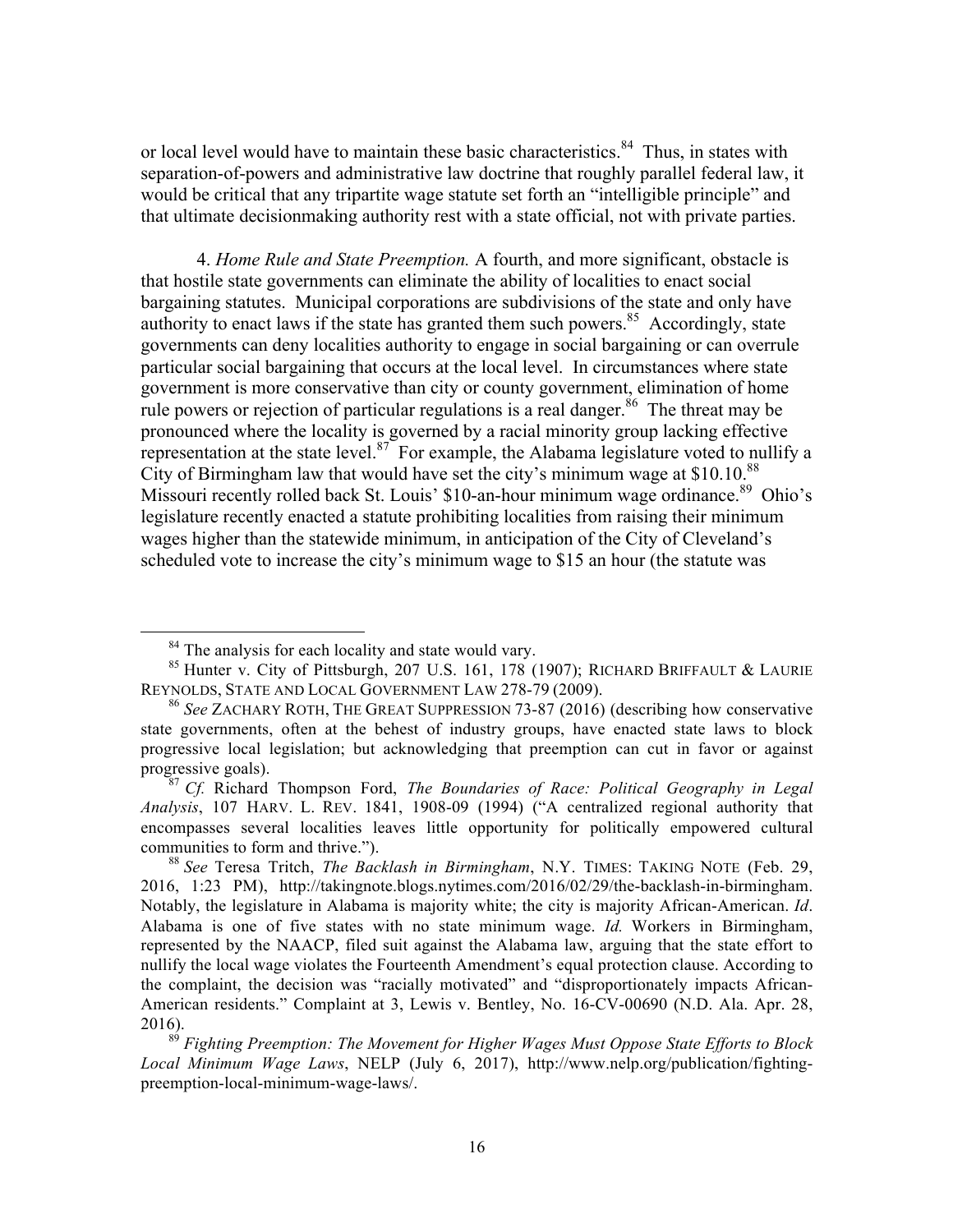or local level would have to maintain these basic characteristics.[84] Thus, in states with separation-of-powers and administrative law doctrine that roughly parallel federal law, it would be critical that any tripartite wage statute set forth an "intelligible principle" and that ultimate decisionmaking authority rest with a state official, not with private parties.

4. *Home Rule and State Preemption.* A fourth, and more significant, obstacle is that hostile state governments can eliminate the ability of localities to enact social bargaining statutes. Municipal corporations are subdivisions of the state and only have authority to enact laws if the state has granted them such powers.[85] Accordingly, state governments can deny localities authority to engage in social bargaining or can overrule particular social bargaining that occurs at the local level. In circumstances where state government is more conservative than city or county government, elimination of home rule powers or rejection of particular regulations is a real danger.[86] The threat may be pronounced where the locality is governed by a racial minority group lacking effective representation at the state level.[87] For example, the Alabama legislature voted to nullify a City of Birmingham law that would have set the city's minimum wage at $10.10.[88] Missouri recently rolled back St. Louis' $10-an-hour minimum wage ordinance.[89] Ohio's legislature recently enacted a statute prohibiting localities from raising their minimum wages higher than the statewide minimum, in anticipation of the City of Cleveland's scheduled vote to increase the city's minimum wage to $15 an hour (the statute was

---

[84] The analysis for each locality and state would vary.

[85] Hunter v. City of Pittsburgh, 207 U.S. 161, 178 (1907); RICHARD BRIFFAULT & LAURIE REYNOLDS, STATE AND LOCAL GOVERNMENT LAW 278-79 (2009).

[86] *See* ZACHARY ROTH, THE GREAT SUPPRESSION 73-87 (2016) (describing how conservative state governments, often at the behest of industry groups, have enacted state laws to block progressive local legislation; but acknowledging that preemption can cut in favor or against progressive goals).

[87] *Cf.* Richard Thompson Ford, *The Boundaries of Race: Political Geography in Legal Analysis*, 107 HARV. L. REV. 1841, 1908-09 (1994) ("A centralized regional authority that encompasses several localities leaves little opportunity for politically empowered cultural communities to form and thrive.").

[88] *See* Teresa Tritch, *The Backlash in Birmingham*, N.Y. TIMES: TAKING NOTE (Feb. 29, 2016, 1:23 PM), http://takingnote.blogs.nytimes.com/2016/02/29/the-backlash-in-birmingham. Notably, the legislature in Alabama is majority white; the city is majority African-American. *Id*. Alabama is one of five states with no state minimum wage. *Id.* Workers in Birmingham, represented by the NAACP, filed suit against the Alabama law, arguing that the state effort to nullify the local wage violates the Fourteenth Amendment's equal protection clause. According to the complaint, the decision was "racially motivated" and "disproportionately impacts African-American residents." Complaint at 3, Lewis v. Bentley, No. 16-CV-00690 (N.D. Ala. Apr. 28, 2016).

[89] *Fighting Preemption: The Movement for Higher Wages Must Oppose State Efforts to Block Local Minimum Wage Laws*, NELP (July 6, 2017), http://www.nelp.org/publication/fighting-preemption-local-minimum-wage-laws/.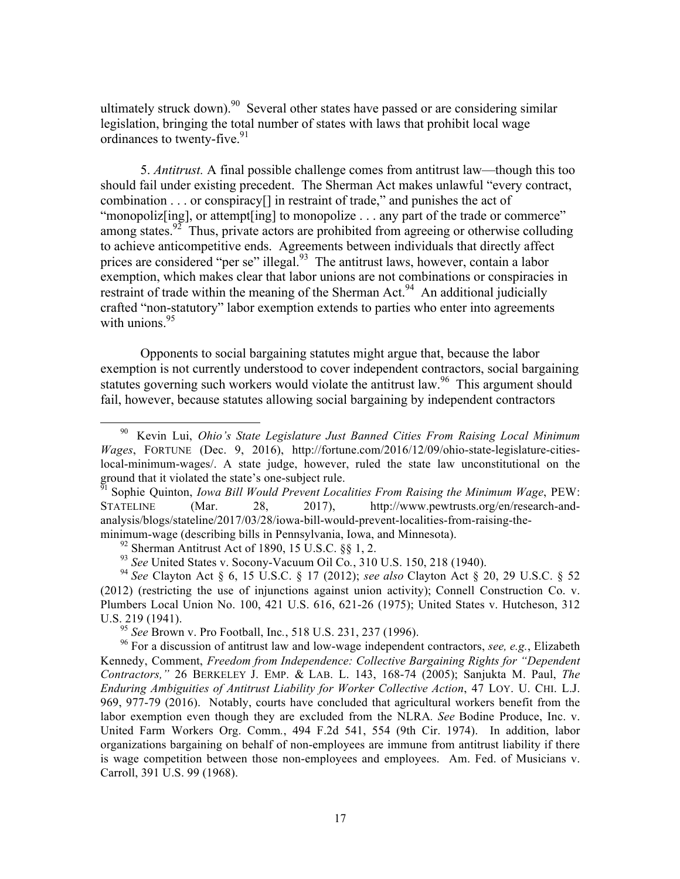ultimately struck down).[90] Several other states have passed or are considering similar legislation, bringing the total number of states with laws that prohibit local wage ordinances to twenty-five.[91]

5. *Antitrust.* A final possible challenge comes from antitrust law—though this too should fail under existing precedent. The Sherman Act makes unlawful "every contract, combination . . . or conspiracy[] in restraint of trade," and punishes the act of "monopoliz[ing], or attempt[ing] to monopolize . . . any part of the trade or commerce" among states.[92] Thus, private actors are prohibited from agreeing or otherwise colluding to achieve anticompetitive ends. Agreements between individuals that directly affect prices are considered "per se" illegal.[93] The antitrust laws, however, contain a labor exemption, which makes clear that labor unions are not combinations or conspiracies in restraint of trade within the meaning of the Sherman Act.[94] An additional judicially crafted "non-statutory" labor exemption extends to parties who enter into agreements with unions.[95]

Opponents to social bargaining statutes might argue that, because the labor exemption is not currently understood to cover independent contractors, social bargaining statutes governing such workers would violate the antitrust law.[96] This argument should fail, however, because statutes allowing social bargaining by independent contractors

---

[90] Kevin Lui, *Ohio's State Legislature Just Banned Cities From Raising Local Minimum Wages*, FORTUNE (Dec. 9, 2016), http://fortune.com/2016/12/09/ohio-state-legislature-cities-local-minimum-wages/. A state judge, however, ruled the state law unconstitutional on the ground that it violated the state's one-subject rule.

[91] Sophie Quinton, *Iowa Bill Would Prevent Localities From Raising the Minimum Wage*, PEW: STATELINE (Mar. 28, 2017), http://www.pewtrusts.org/en/research-and-analysis/blogs/stateline/2017/03/28/iowa-bill-would-prevent-localities-from-raising-the-minimum-wage (describing bills in Pennsylvania, Iowa, and Minnesota).

[92] Sherman Antitrust Act of 1890, 15 U.S.C. §§ 1, 2.

[93] *See* United States v. Socony-Vacuum Oil Co., 310 U.S. 150, 218 (1940).

[94] *See* Clayton Act § 6, 15 U.S.C. § 17 (2012); *see also* Clayton Act § 20, 29 U.S.C. § 52 (2012) (restricting the use of injunctions against union activity); Connell Construction Co. v. Plumbers Local Union No. 100, 421 U.S. 616, 621-26 (1975); United States v. Hutcheson, 312 U.S. 219 (1941).

[95] *See* Brown v. Pro Football, Inc., 518 U.S. 231, 237 (1996).

[96] For a discussion of antitrust law and low-wage independent contractors, *see, e.g.*, Elizabeth Kennedy, Comment, *Freedom from Independence: Collective Bargaining Rights for "Dependent Contractors,"* 26 BERKELEY J. EMP. & LAB. L. 143, 168-74 (2005); Sanjukta M. Paul, *The Enduring Ambiguities of Antitrust Liability for Worker Collective Action*, 47 LOY. U. CHI. L.J. 969, 977-79 (2016). Notably, courts have concluded that agricultural workers benefit from the labor exemption even though they are excluded from the NLRA. *See* Bodine Produce, Inc. v. United Farm Workers Org. Comm., 494 F.2d 541, 554 (9th Cir. 1974). In addition, labor organizations bargaining on behalf of non-employees are immune from antitrust liability if there is wage competition between those non-employees and employees. Am. Fed. of Musicians v. Carroll, 391 U.S. 99 (1968).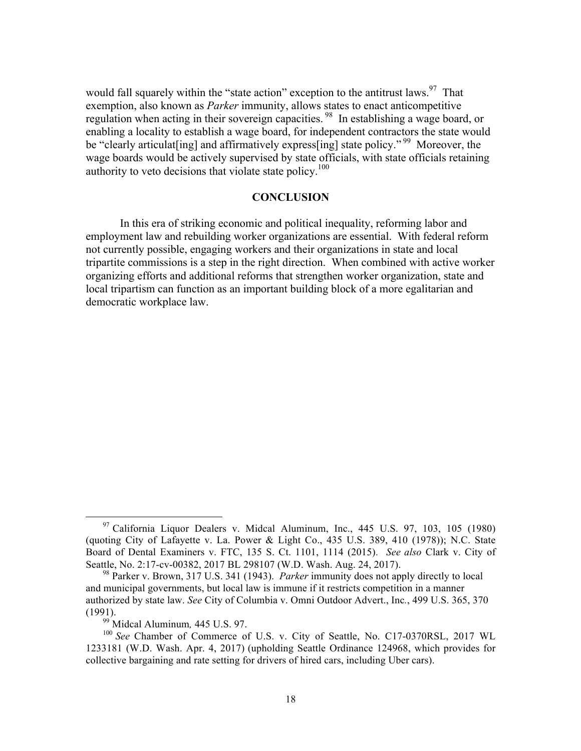would fall squarely within the "state action" exception to the antitrust laws.[97] That exemption, also known as *Parker* immunity, allows states to enact anticompetitive regulation when acting in their sovereign capacities.[98] In establishing a wage board, or enabling a locality to establish a wage board, for independent contractors the state would be "clearly articulat[ing] and affirmatively express[ing] state policy."[99] Moreover, the wage boards would be actively supervised by state officials, with state officials retaining authority to veto decisions that violate state policy.[100]

## CONCLUSION

In this era of striking economic and political inequality, reforming labor and employment law and rebuilding worker organizations are essential. With federal reform not currently possible, engaging workers and their organizations in state and local tripartite commissions is a step in the right direction. When combined with active worker organizing efforts and additional reforms that strengthen worker organization, state and local tripartism can function as an important building block of a more egalitarian and democratic workplace law.

---

[97] California Liquor Dealers v. Midcal Aluminum, Inc., 445 U.S. 97, 103, 105 (1980) (quoting City of Lafayette v. La. Power & Light Co., 435 U.S. 389, 410 (1978)); N.C. State Board of Dental Examiners v. FTC, 135 S. Ct. 1101, 1114 (2015). *See also* Clark v. City of Seattle, No. 2:17-cv-00382, 2017 BL 298107 (W.D. Wash. Aug. 24, 2017).

[98] Parker v. Brown, 317 U.S. 341 (1943). *Parker* immunity does not apply directly to local and municipal governments, but local law is immune if it restricts competition in a manner authorized by state law. *See* City of Columbia v. Omni Outdoor Advert., Inc., 499 U.S. 365, 370 (1991).

[99] Midcal Aluminum*,* 445 U.S. 97.

[100] *See* Chamber of Commerce of U.S. v. City of Seattle, No. C17-0370RSL, 2017 WL 1233181 (W.D. Wash. Apr. 4, 2017) (upholding Seattle Ordinance 124968, which provides for collective bargaining and rate setting for drivers of hired cars, including Uber cars).